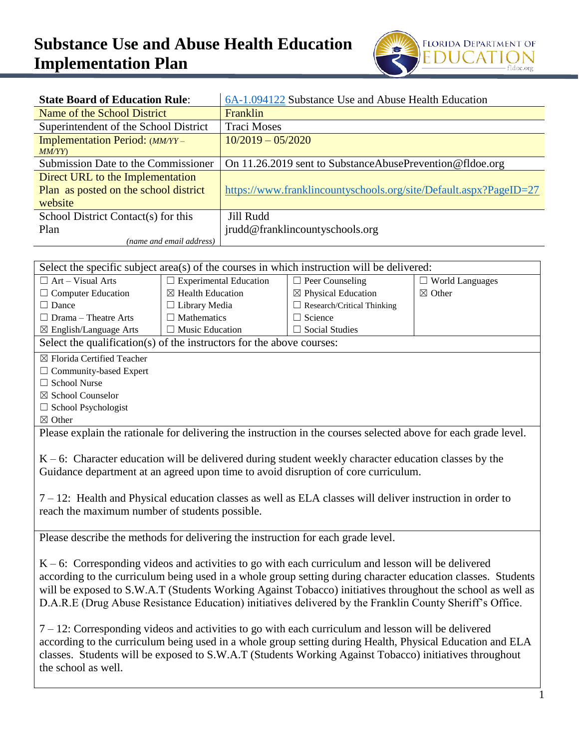# Substance Use and Abuse Health Education Implementation Plan

| **State Board of Education Rule**: | [6A-1.094122](6A-1.094122) Substance Use and Abuse Health Education |
|---|---|
| Name of the School District | Franklin |
| Superintendent of the School District | Traci Moses |
| Implementation Period: *(MM/YY – MM/YY)* | 10/2019 – 05/2020 |
| Submission Date to the Commissioner | On 11.26.2019 sent to SubstanceAbusePrevention@fldoe.org |
| Direct URL to the Implementation Plan as posted on the school district website | https://www.franklincountyschools.org/site/Default.aspx?PageID=27 |
| School District Contact(s) for this Plan *(name and email address)* | Jill Rudd jrudd@franklincountyschools.org |

Select the specific subject area(s) of the courses in which instruction will be delivered:

| | | | |
|---|---|---|---|
| ☐ Art – Visual Arts | ☐ Experimental Education | ☐ Peer Counseling | ☐ World Languages |
| ☐ Computer Education | ☒ Health Education | ☒ Physical Education | ☒ Other |
| ☐ Dance | ☐ Library Media | ☐ Research/Critical Thinking | |
| ☐ Drama – Theatre Arts | ☐ Mathematics | ☐ Science | |
| ☒ English/Language Arts | ☐ Music Education | ☐ Social Studies | |

Select the qualification(s) of the instructors for the above courses:

☒ Florida Certified Teacher
☐ Community-based Expert
☐ School Nurse
☒ School Counselor
☐ School Psychologist
☒ Other

Please explain the rationale for delivering the instruction in the courses selected above for each grade level.

K – 6: Character education will be delivered during student weekly character education classes by the Guidance department at an agreed upon time to avoid disruption of core curriculum.

7 – 12: Health and Physical education classes as well as ELA classes will deliver instruction in order to reach the maximum number of students possible.

Please describe the methods for delivering the instruction for each grade level.

K – 6: Corresponding videos and activities to go with each curriculum and lesson will be delivered according to the curriculum being used in a whole group setting during character education classes. Students will be exposed to S.W.A.T (Students Working Against Tobacco) initiatives throughout the school as well as D.A.R.E (Drug Abuse Resistance Education) initiatives delivered by the Franklin County Sheriff's Office.

7 – 12: Corresponding videos and activities to go with each curriculum and lesson will be delivered according to the curriculum being used in a whole group setting during Health, Physical Education and ELA classes. Students will be exposed to S.W.A.T (Students Working Against Tobacco) initiatives throughout the school as well.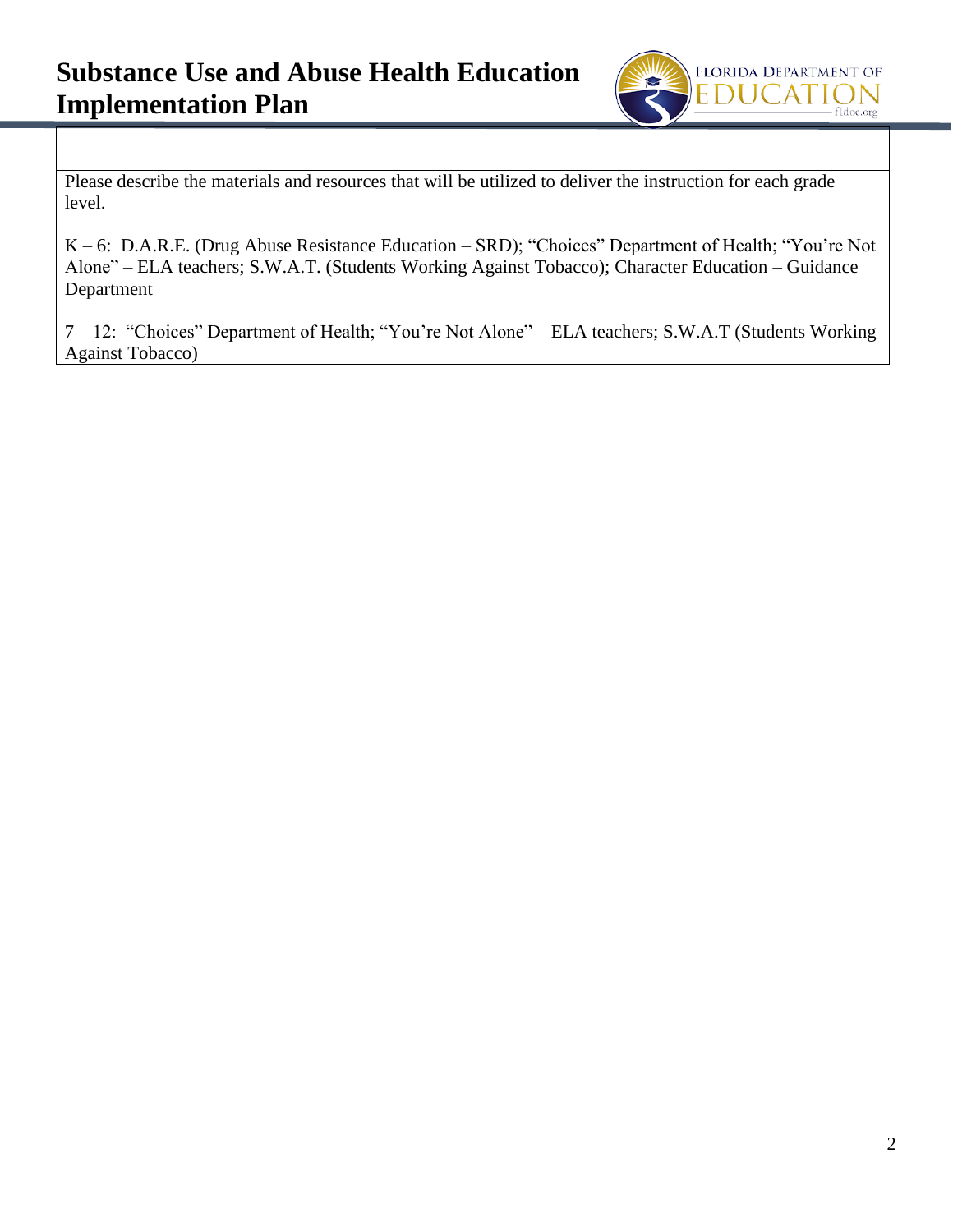# Substance Use and Abuse Health Education Implementation Plan

Please describe the materials and resources that will be utilized to deliver the instruction for each grade level.

K – 6: D.A.R.E. (Drug Abuse Resistance Education – SRD); "Choices" Department of Health; "You're Not Alone" – ELA teachers; S.W.A.T. (Students Working Against Tobacco); Character Education – Guidance Department

7 – 12: "Choices" Department of Health; "You're Not Alone" – ELA teachers; S.W.A.T (Students Working Against Tobacco)